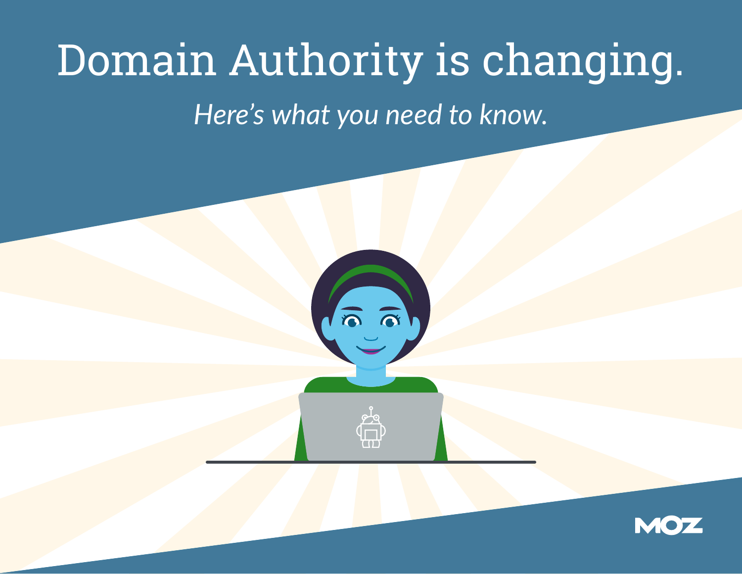# Domain Authority is changing.

*Here's what you need to know.*

MOZ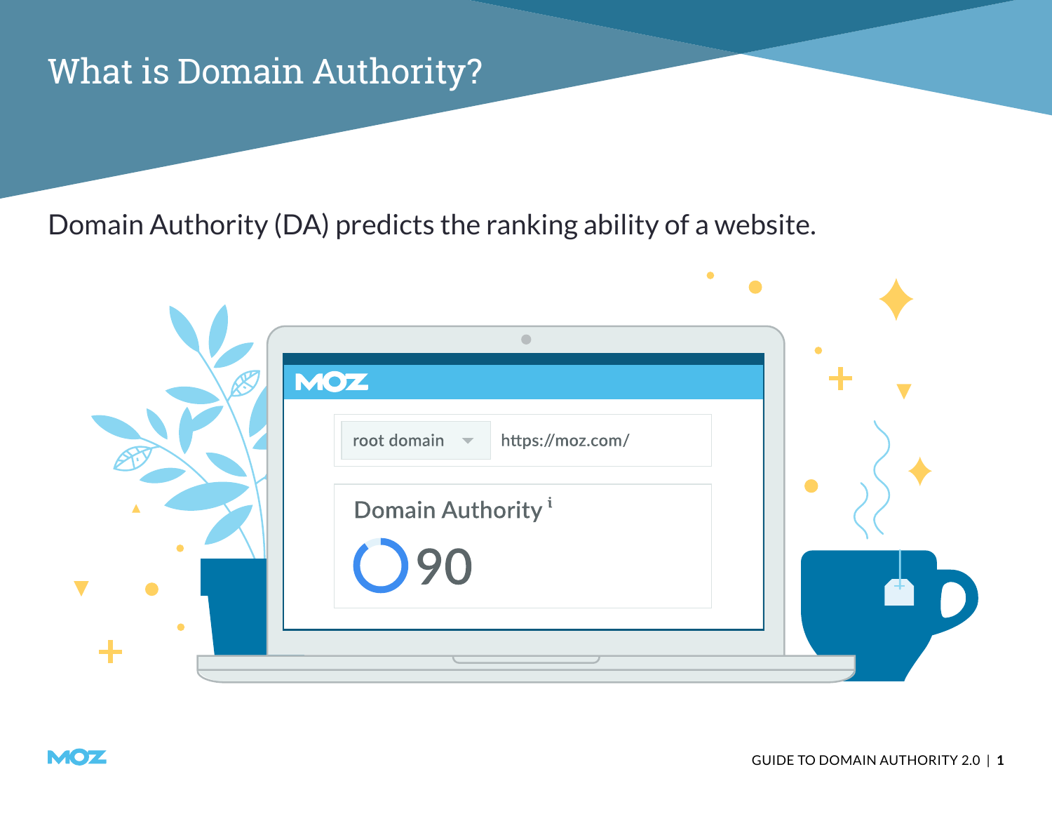# What is Domain Authority?

Domain Authority (DA) predicts the ranking ability of a website.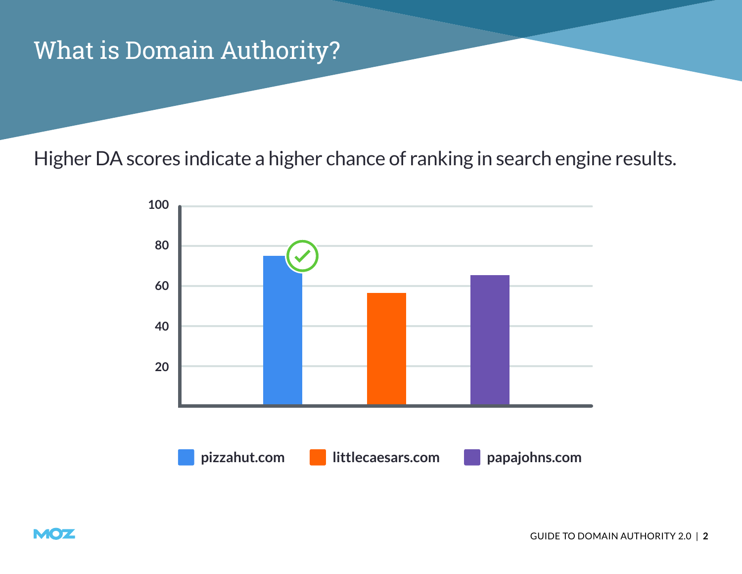# What is Domain Authority?

Higher DA scores indicate a higher chance of ranking in search engine results.

100
80
60
40
20

pizzahut.com   littlecaesars.com   papajohns.com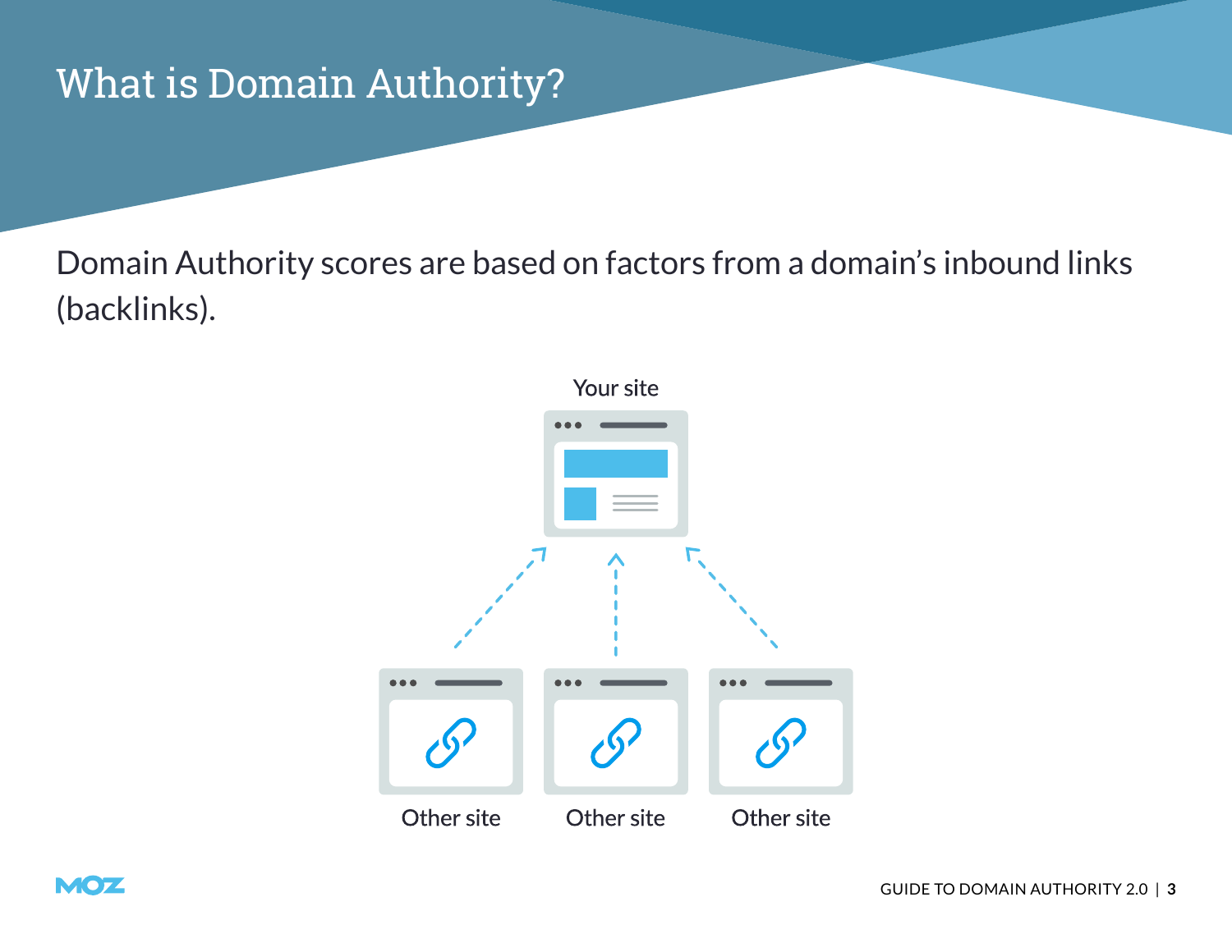# What is Domain Authority?

Domain Authority scores are based on factors from a domain's inbound links (backlinks).

Your site

Other site

Other site

Other site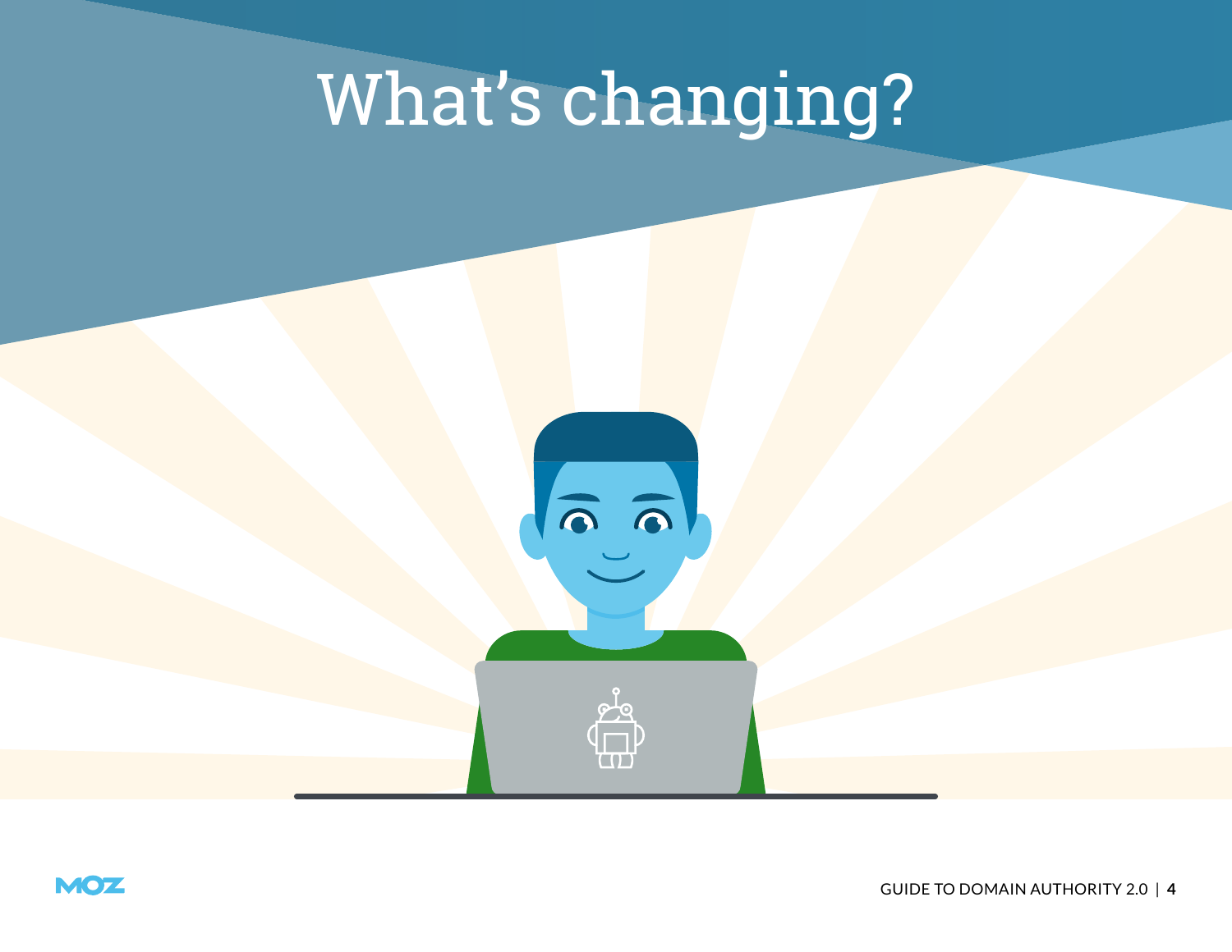# What's changing?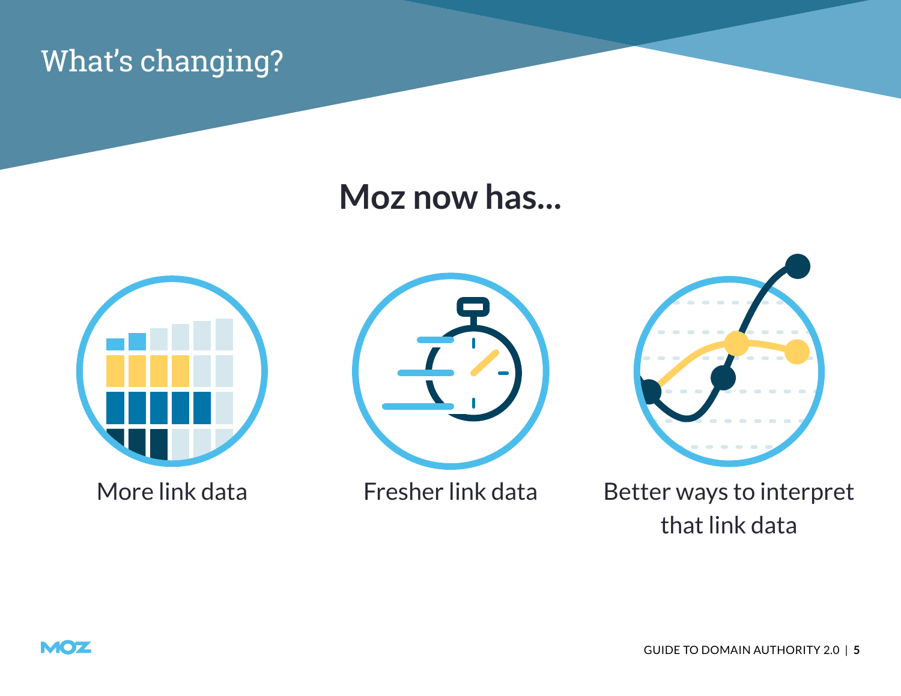# What's changing?

## Moz now has...

- More link data
- Fresher link data
- Better ways to interpret that link data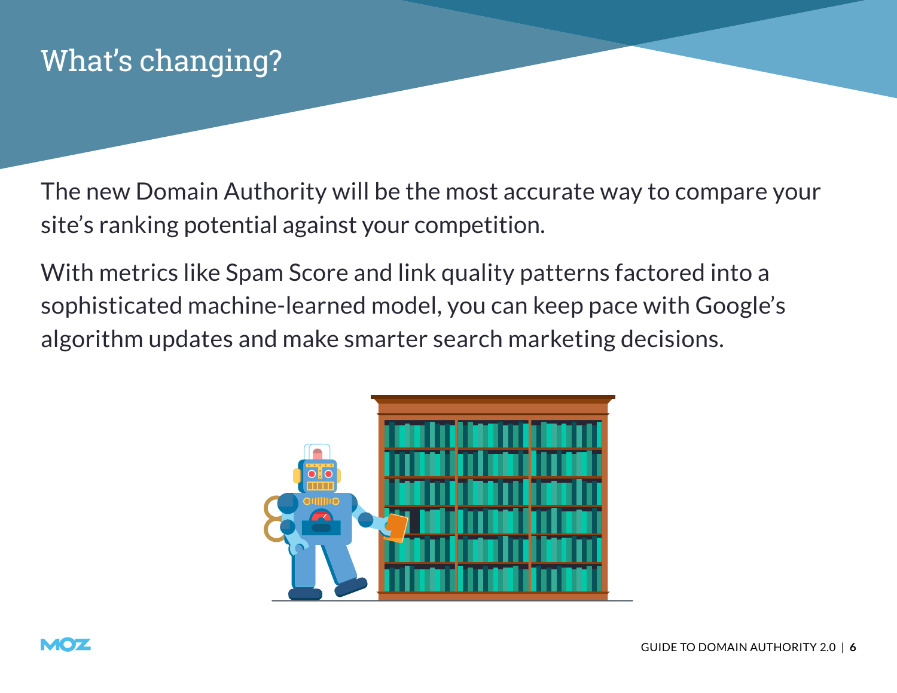# What's changing?

The new Domain Authority will be the most accurate way to compare your site's ranking potential against your competition.

With metrics like Spam Score and link quality patterns factored into a sophisticated machine-learned model, you can keep pace with Google's algorithm updates and make smarter search marketing decisions.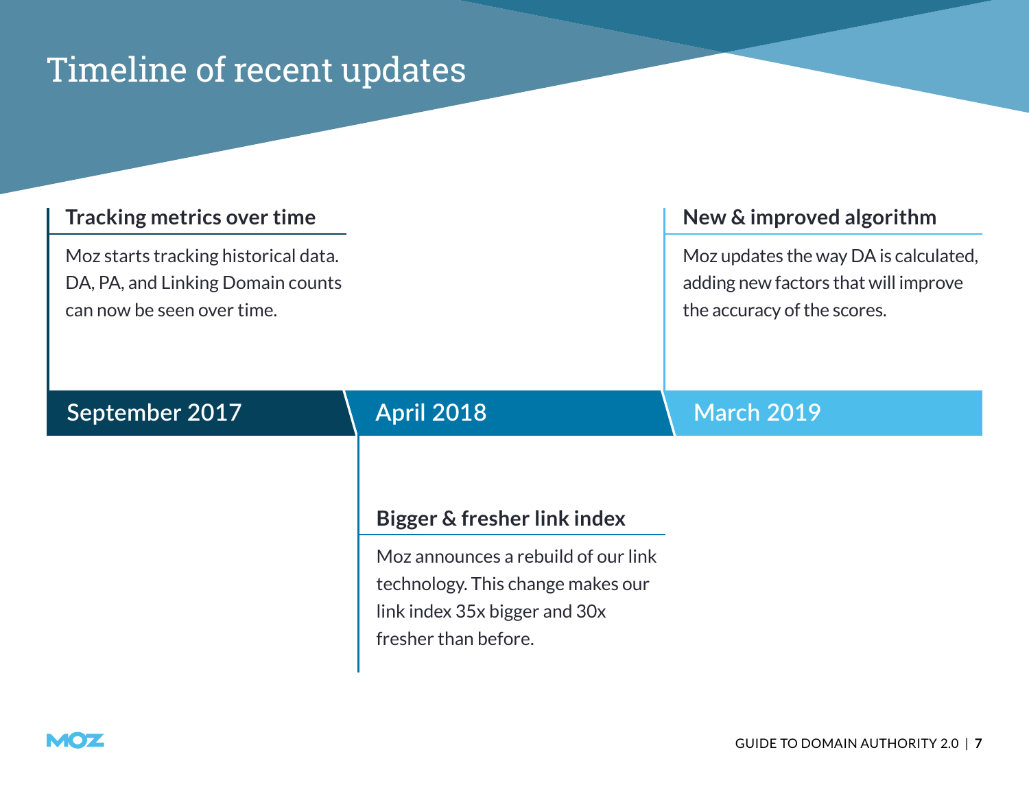# Timeline of recent updates

## September 2017

### Tracking metrics over time

Moz starts tracking historical data. DA, PA, and Linking Domain counts can now be seen over time.

## April 2018

### Bigger & fresher link index

Moz announces a rebuild of our link technology. This change makes our link index 35x bigger and 30x fresher than before.

## March 2019

### New & improved algorithm

Moz updates the way DA is calculated, adding new factors that will improve the accuracy of the scores.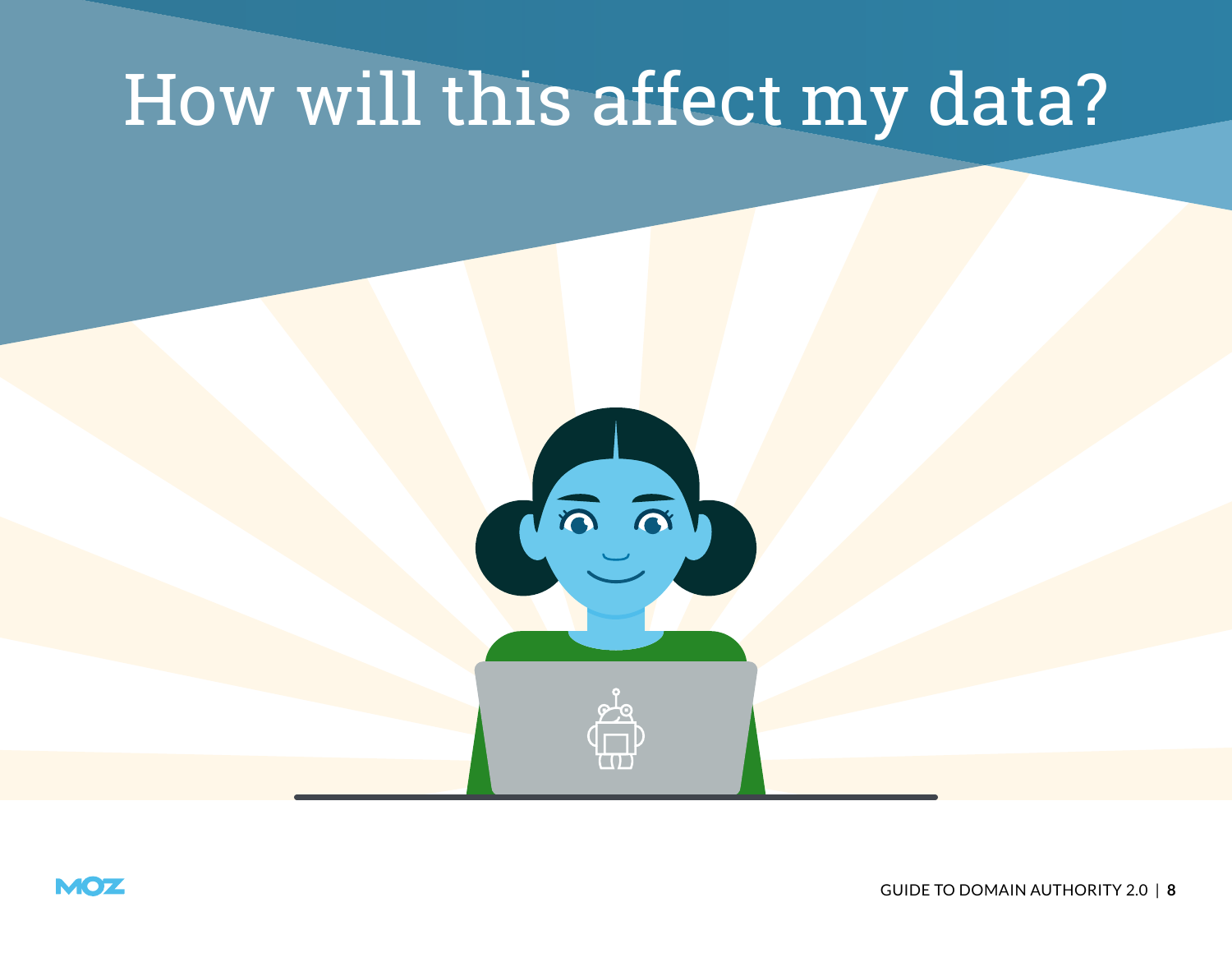# How will this affect my data?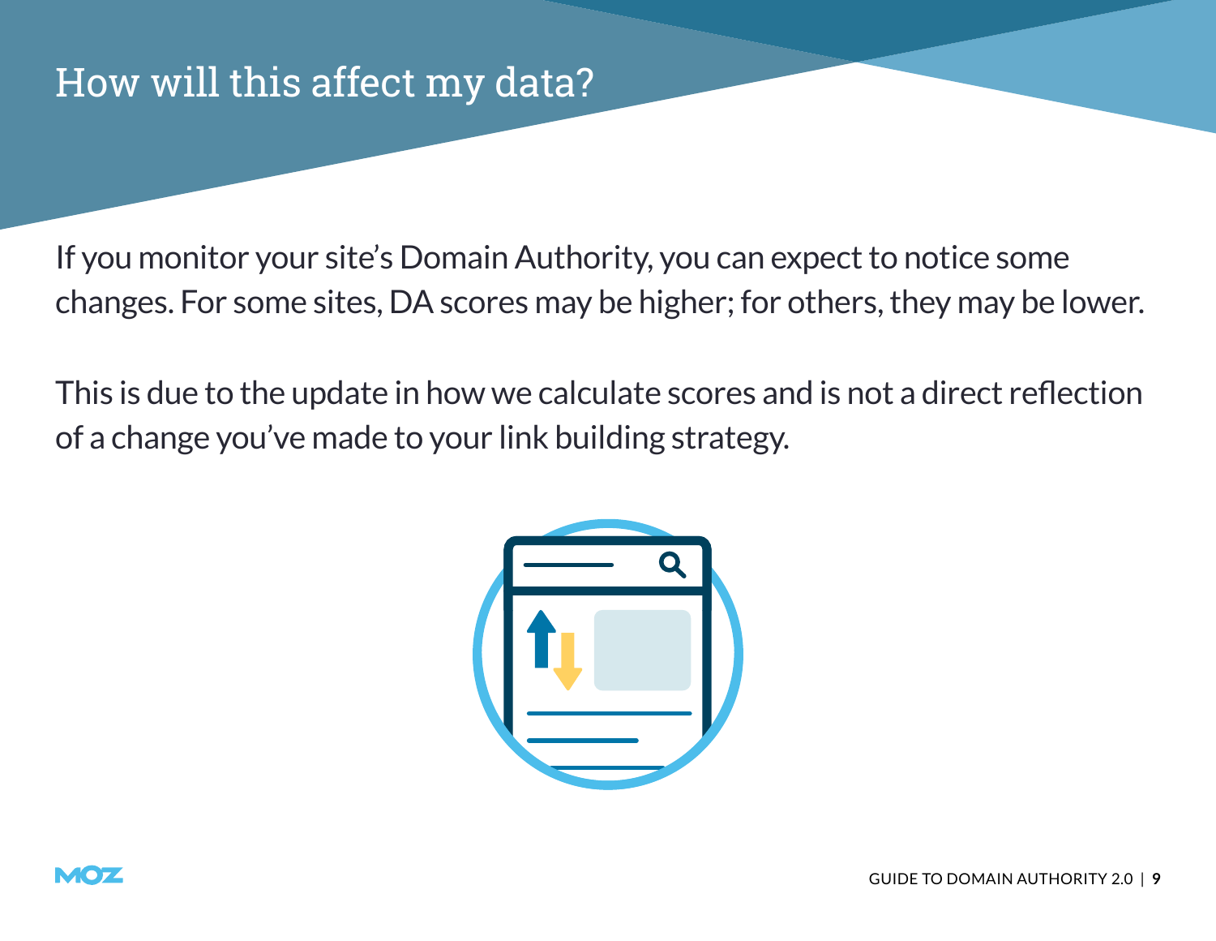## How will this affect my data?

If you monitor your site's Domain Authority, you can expect to notice some changes. For some sites, DA scores may be higher; for others, they may be lower.

This is due to the update in how we calculate scores and is not a direct reflection of a change you've made to your link building strategy.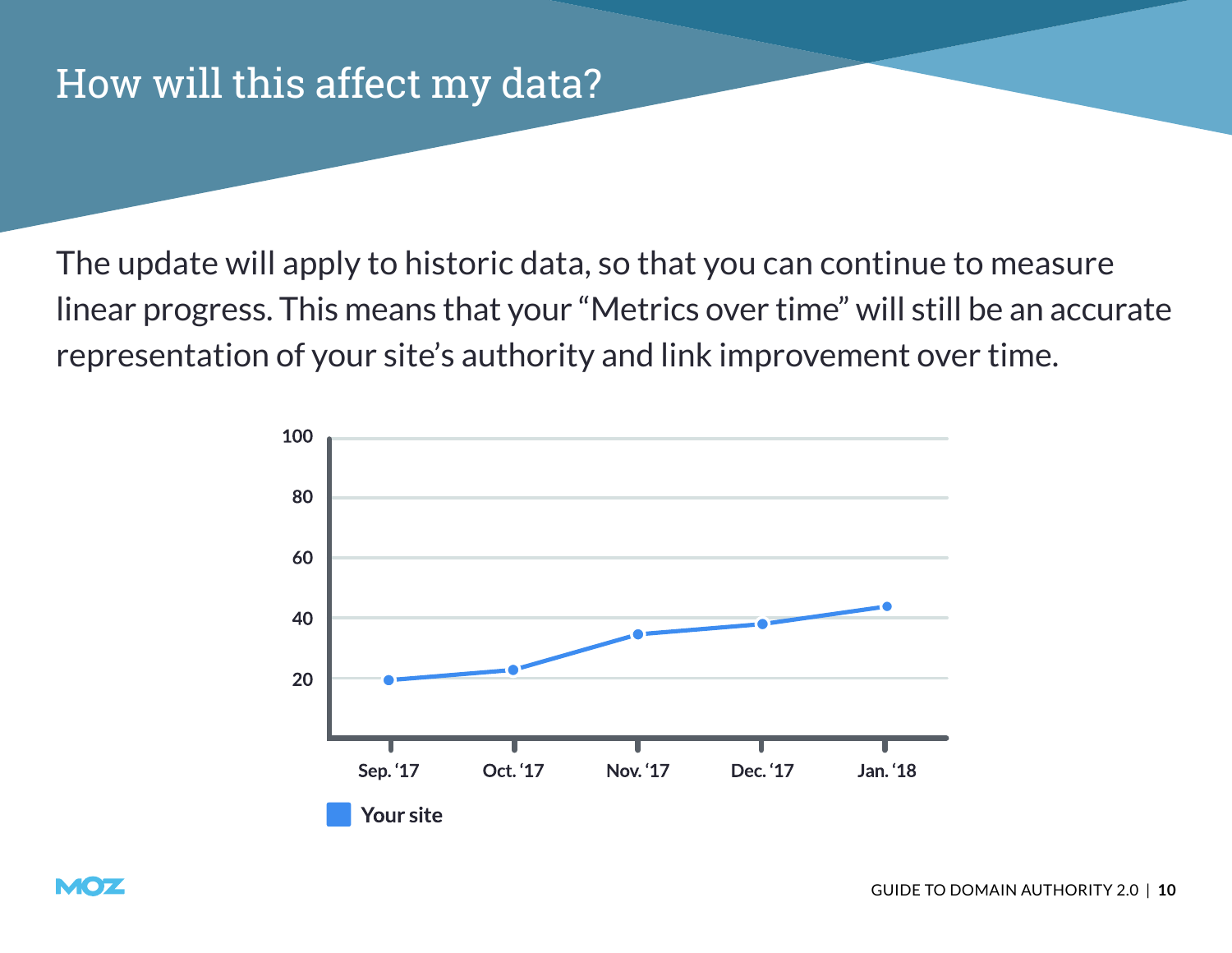# How will this affect my data?

The update will apply to historic data, so that you can continue to measure linear progress. This means that your "Metrics over time" will still be an accurate representation of your site's authority and link improvement over time.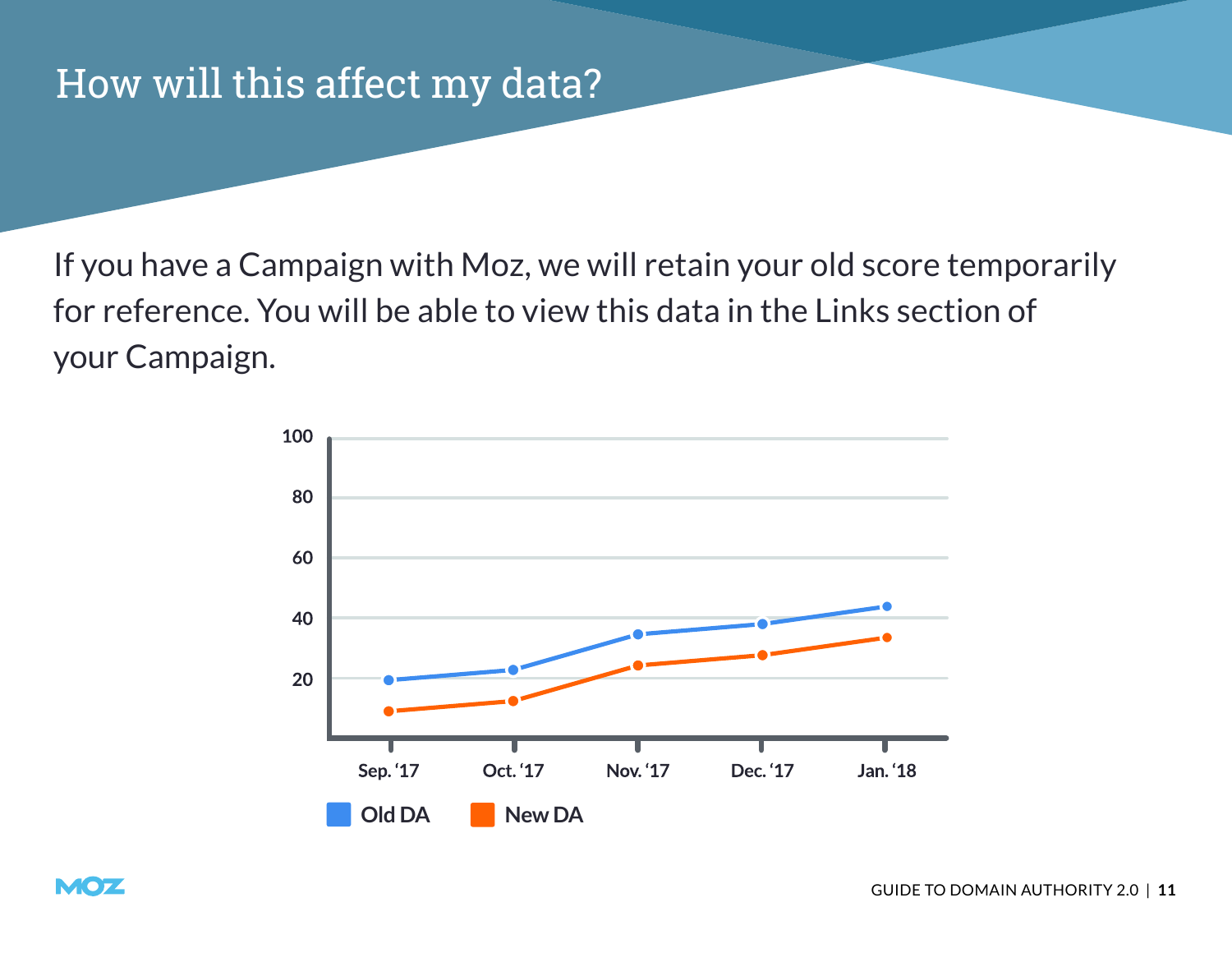# How will this affect my data?

If you have a Campaign with Moz, we will retain your old score temporarily for reference. You will be able to view this data in the Links section of your Campaign.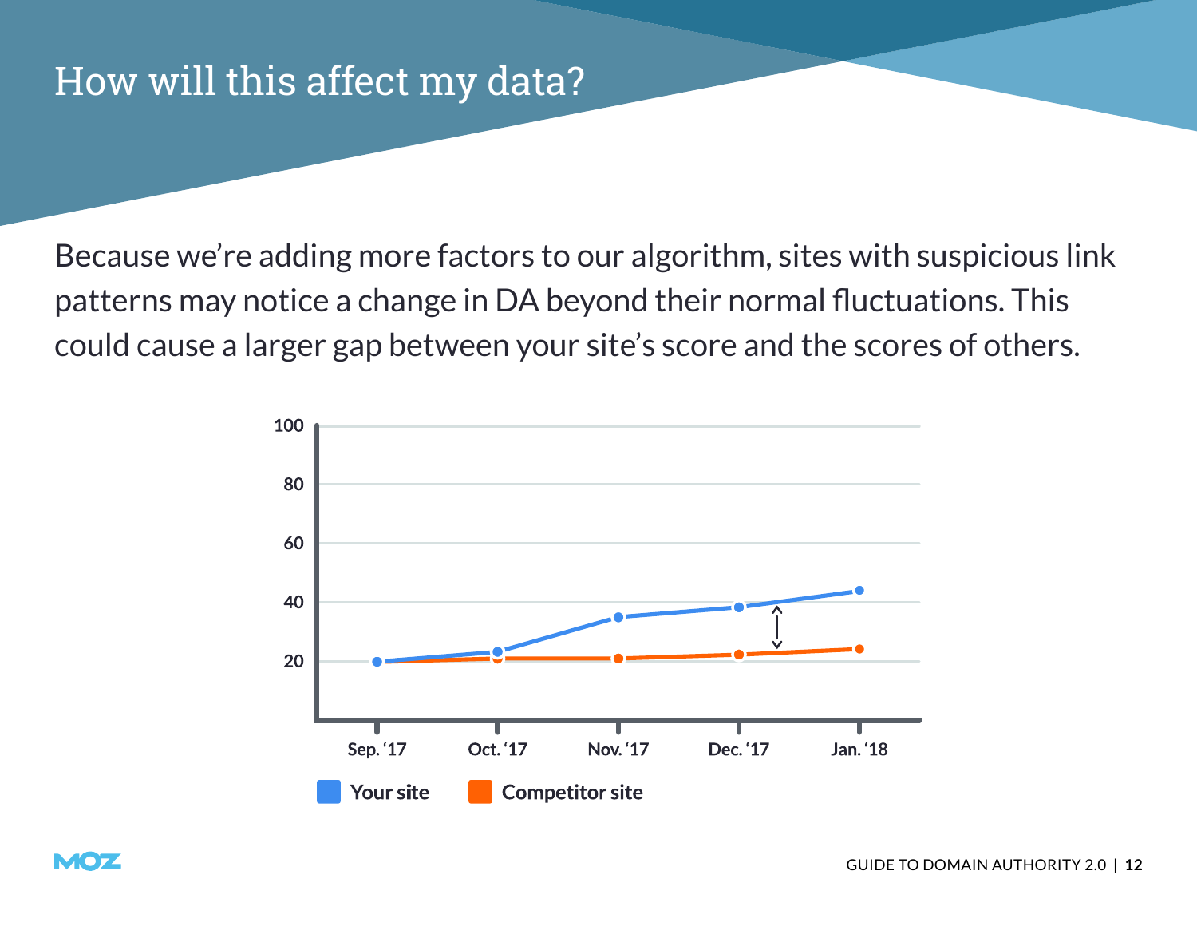# How will this affect my data?

Because we're adding more factors to our algorithm, sites with suspicious link patterns may notice a change in DA beyond their normal fluctuations. This could cause a larger gap between your site's score and the scores of others.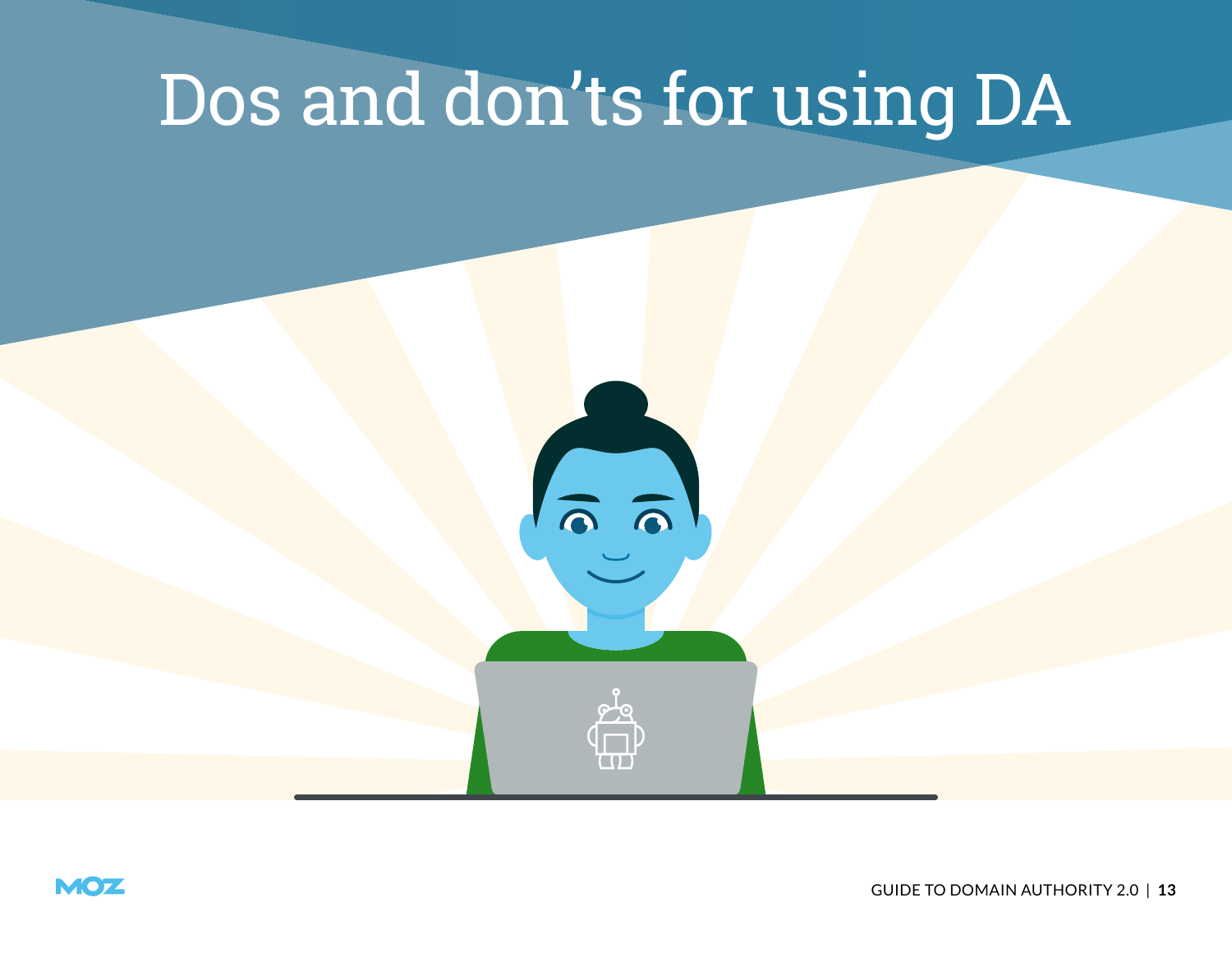# Dos and don'ts for using DA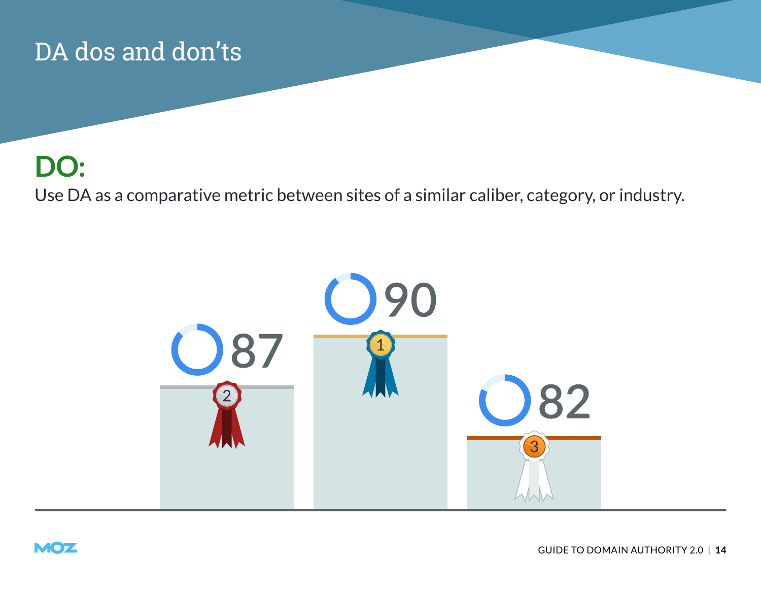# DA dos and don'ts

## DO:

Use DA as a comparative metric between sites of a similar caliber, category, or industry.

87

90

82

1

2

3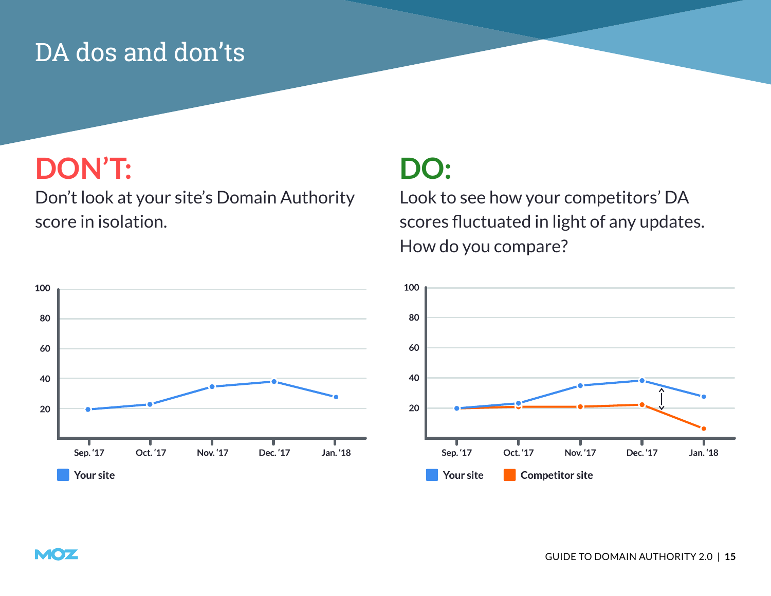# DA dos and don'ts

## DON'T:

Don't look at your site's Domain Authority score in isolation.

## DO:

Look to see how your competitors' DA scores fluctuated in light of any updates. How do you compare?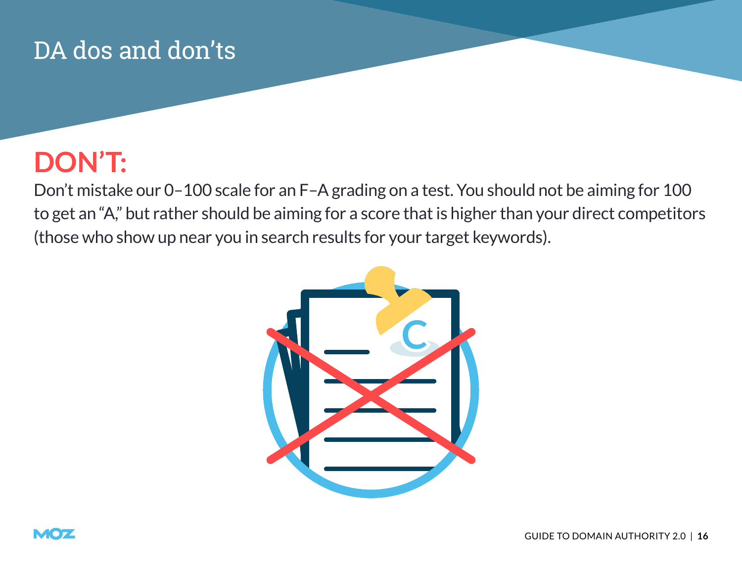# DA dos and don'ts

## DON'T:

Don't mistake our 0–100 scale for an F–A grading on a test. You should not be aiming for 100 to get an "A," but rather should be aiming for a score that is higher than your direct competitors (those who show up near you in search results for your target keywords).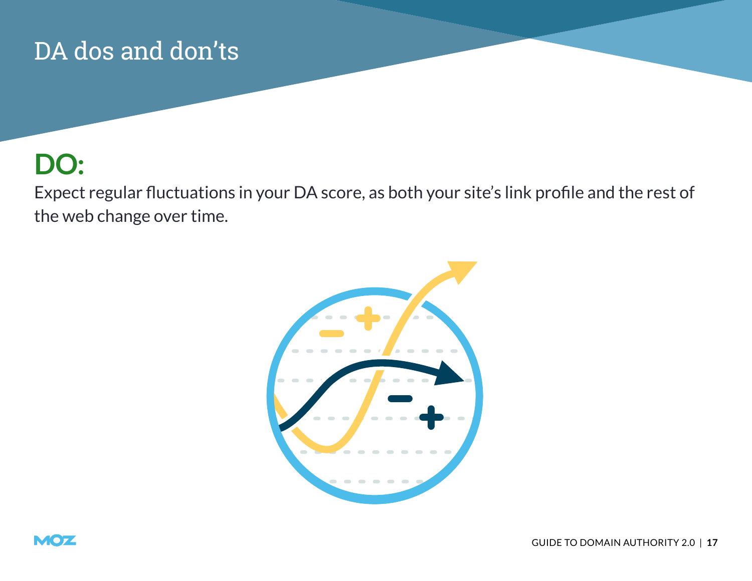# DA dos and don'ts

## DO:

Expect regular fluctuations in your DA score, as both your site's link profile and the rest of the web change over time.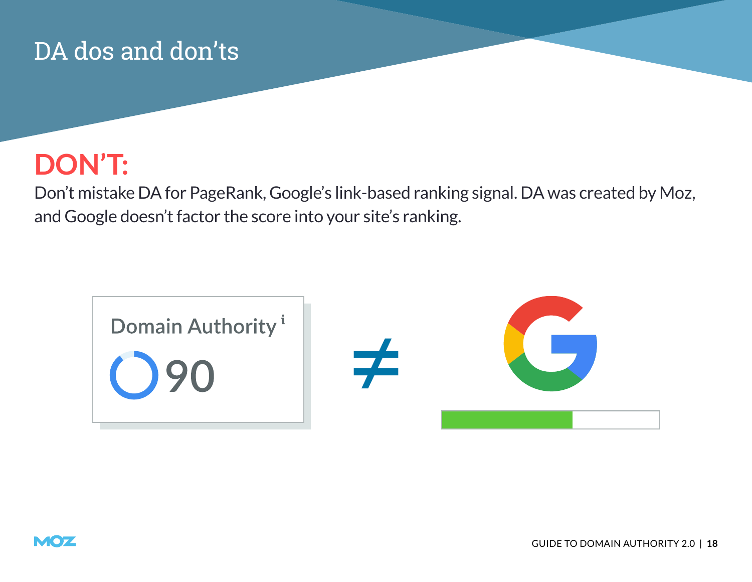# DA dos and don'ts

## DON'T:

Don't mistake DA for PageRank, Google's link-based ranking signal. DA was created by Moz, and Google doesn't factor the score into your site's ranking.

Domain Authority i

90

≠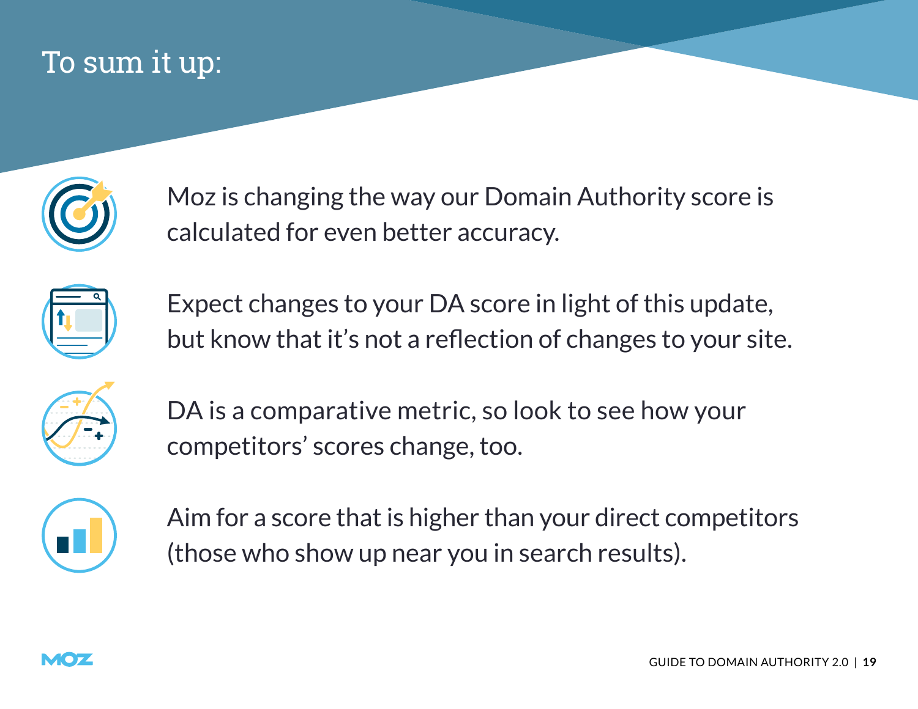# To sum it up:

- Moz is changing the way our Domain Authority score is calculated for even better accuracy.
- Expect changes to your DA score in light of this update, but know that it's not a reflection of changes to your site.
- DA is a comparative metric, so look to see how your competitors' scores change, too.
- Aim for a score that is higher than your direct competitors (those who show up near you in search results).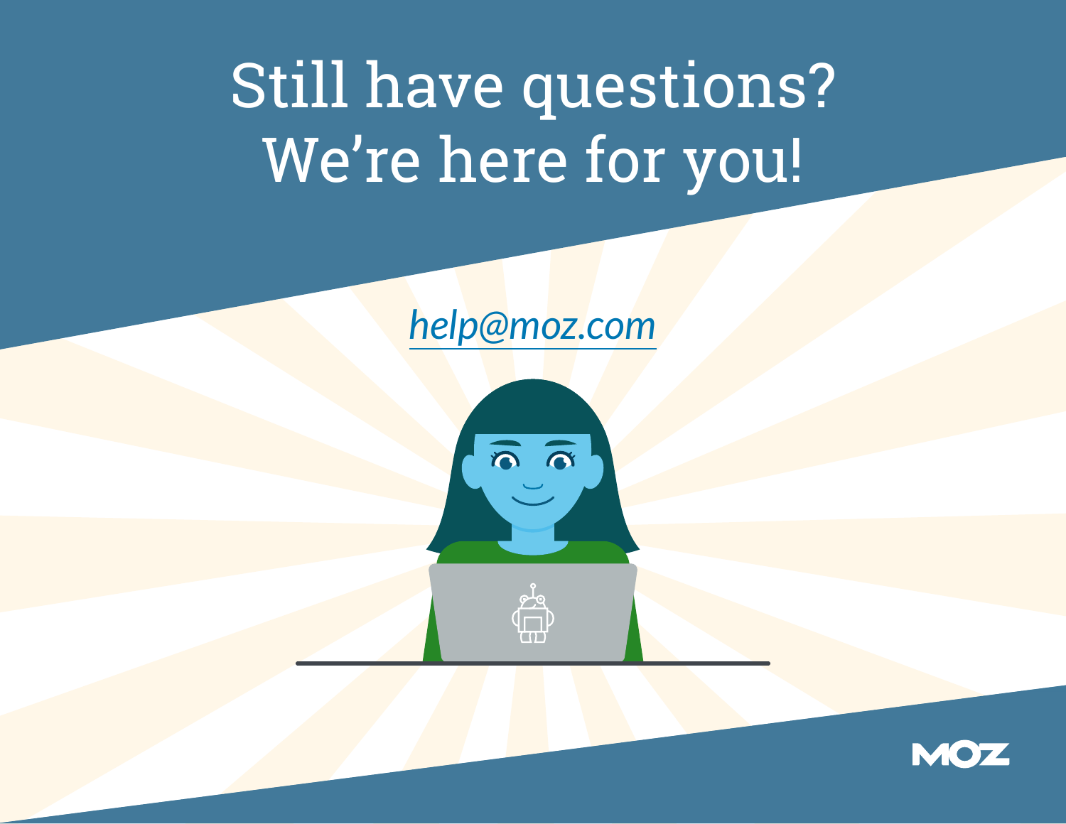# Still have questions?
# We're here for you!

*help@moz.com*

MOZ